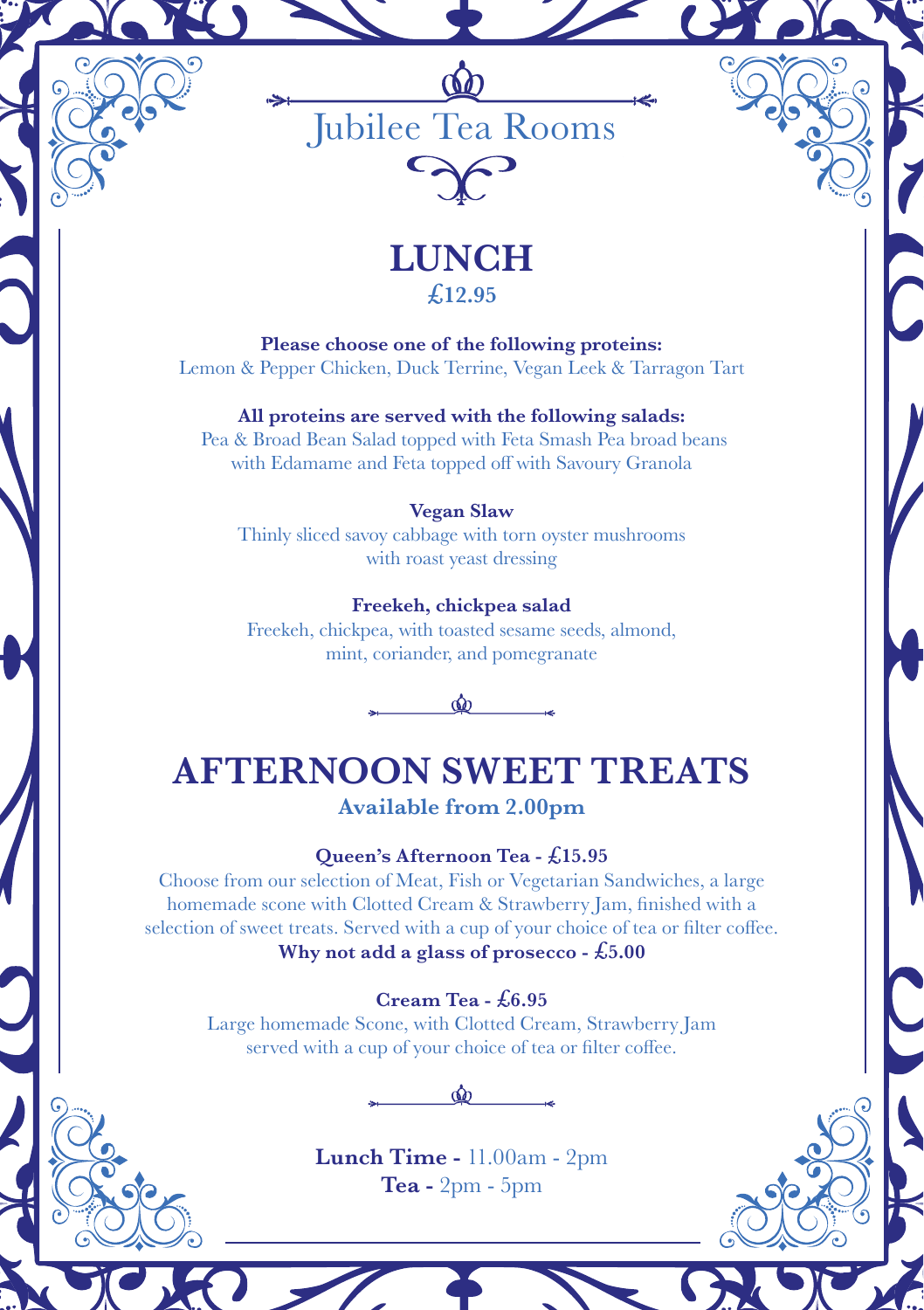# Jubilee Tea Rooms

## LUNCH

**£12.95**

**Please choose one of the following proteins:**
Lemon & Pepper Chicken, Duck Terrine, Vegan Leek & Tarragon Tart

**All proteins are served with the following salads:**
Pea & Broad Bean Salad topped with Feta Smash Pea broad beans with Edamame and Feta topped off with Savoury Granola

**Vegan Slaw**
Thinly sliced savoy cabbage with torn oyster mushrooms with roast yeast dressing

**Freekeh, chickpea salad**
Freekeh, chickpea, with toasted sesame seeds, almond, mint, coriander, and pomegranate

## AFTERNOON SWEET TREATS

**Available from 2.00pm**

**Queen's Afternoon Tea - £15.95**
Choose from our selection of Meat, Fish or Vegetarian Sandwiches, a large homemade scone with Clotted Cream & Strawberry Jam, finished with a selection of sweet treats. Served with a cup of your choice of tea or filter coffee.
**Why not add a glass of prosecco - £5.00**

**Cream Tea - £6.95**
Large homemade Scone, with Clotted Cream, Strawberry Jam served with a cup of your choice of tea or filter coffee.

**Lunch Time -** 11.00am - 2pm
**Tea -** 2pm - 5pm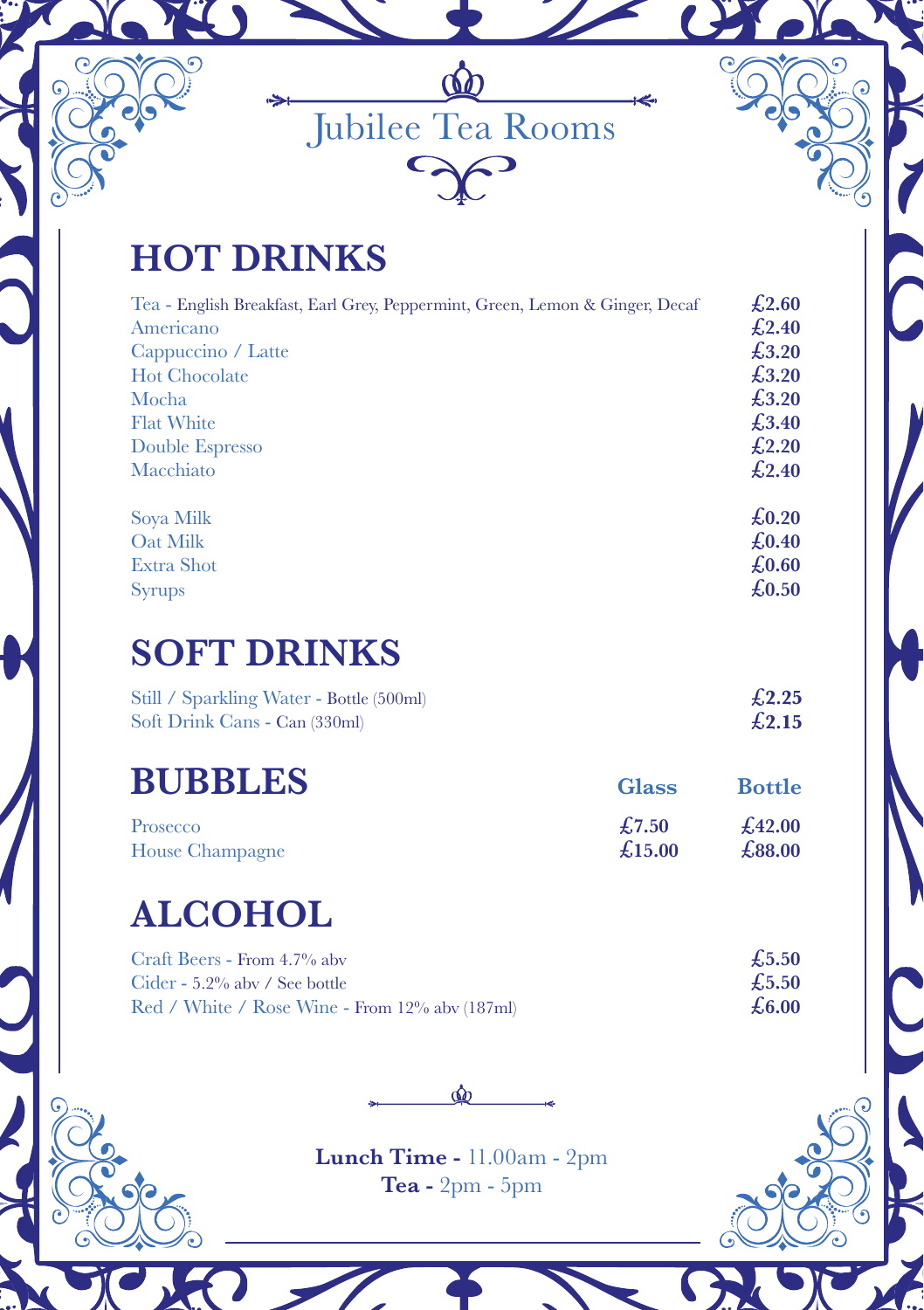// Jubilee Tea Rooms

## HOT DRINKS

| | |
|---|---|
| Tea - English Breakfast, Earl Grey, Peppermint, Green, Lemon & Ginger, Decaf | £2.60 |
| Americano | £2.40 |
| Cappuccino / Latte | £3.20 |
| Hot Chocolate | £3.20 |
| Mocha | £3.20 |
| Flat White | £3.40 |
| Double Espresso | £2.20 |
| Macchiato | £2.40 |

| | |
|---|---|
| Soya Milk | £0.20 |
| Oat Milk | £0.40 |
| Extra Shot | £0.60 |
| Syrups | £0.50 |

## SOFT DRINKS

| | |
|---|---|
| Still / Sparkling Water - Bottle (500ml) | £2.25 |
| Soft Drink Cans - Can (330ml) | £2.15 |

## BUBBLES

| | Glass | Bottle |
|---|---|---|
| Prosecco | £7.50 | £42.00 |
| House Champagne | £15.00 | £88.00 |

## ALCOHOL

| | |
|---|---|
| Craft Beers - From 4.7% abv | £5.50 |
| Cider - 5.2% abv / See bottle | £5.50 |
| Red / White / Rose Wine - From 12% abv (187ml) | £6.00 |

**Lunch Time -** 11.00am - 2pm
**Tea -** 2pm - 5pm